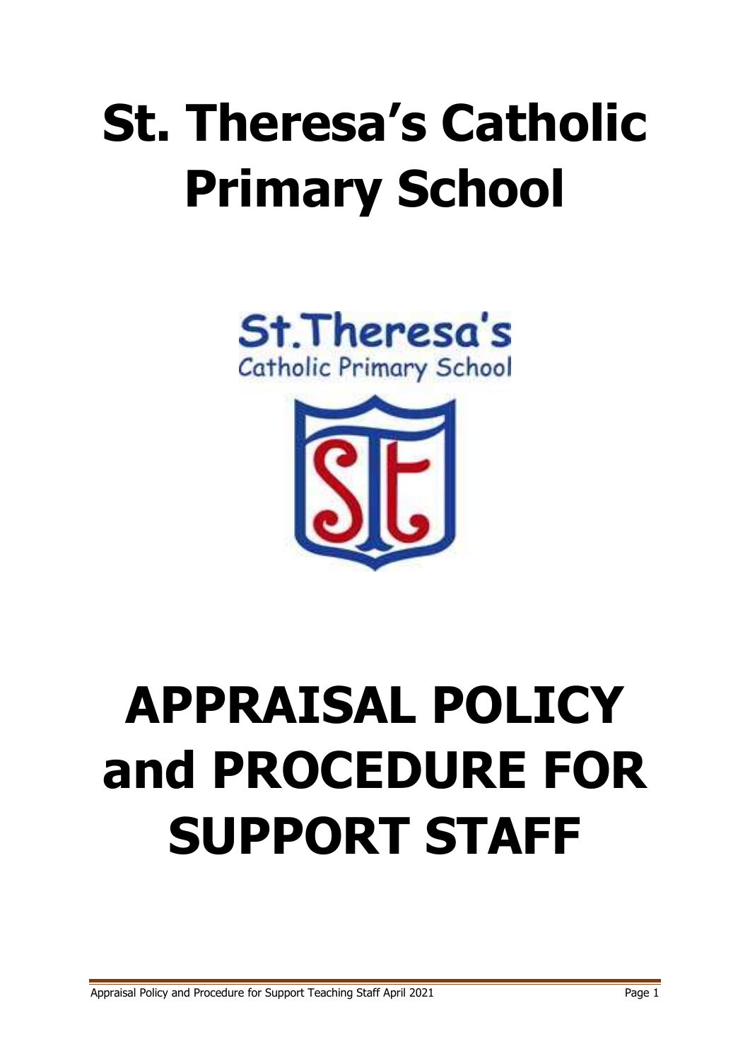# St. Theresa's Catholic Primary School

St.Theresa's
Catholic Primary School

# APPRAISAL POLICY and PROCEDURE FOR SUPPORT STAFF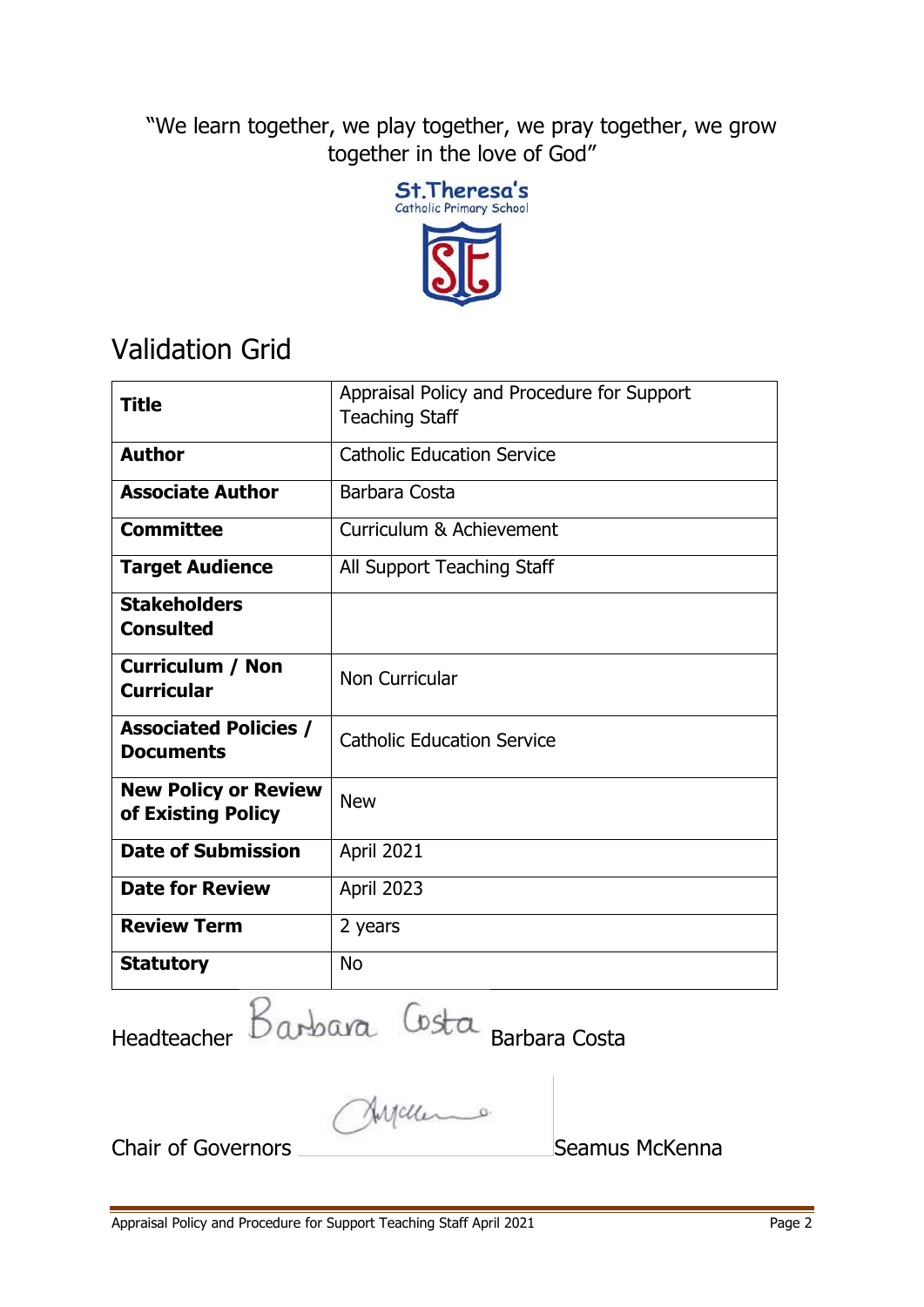"We learn together, we play together, we pray together, we grow together in the love of God"

St.Theresa's
Catholic Primary School

# Validation Grid

| **Title** | Appraisal Policy and Procedure for Support Teaching Staff |
|---|---|
| **Author** | Catholic Education Service |
| **Associate Author** | Barbara Costa |
| **Committee** | Curriculum & Achievement |
| **Target Audience** | All Support Teaching Staff |
| **Stakeholders Consulted** | |
| **Curriculum / Non Curricular** | Non Curricular |
| **Associated Policies / Documents** | Catholic Education Service |
| **New Policy or Review of Existing Policy** | New |
| **Date of Submission** | April 2021 |
| **Date for Review** | April 2023 |
| **Review Term** | 2 years |
| **Statutory** | No |

Headteacher Barbara Costa Barbara Costa

Chair of Governors \_\_\_\_\_\_\_\_\_\_\_\_\_\_\_\_ Seamus McKenna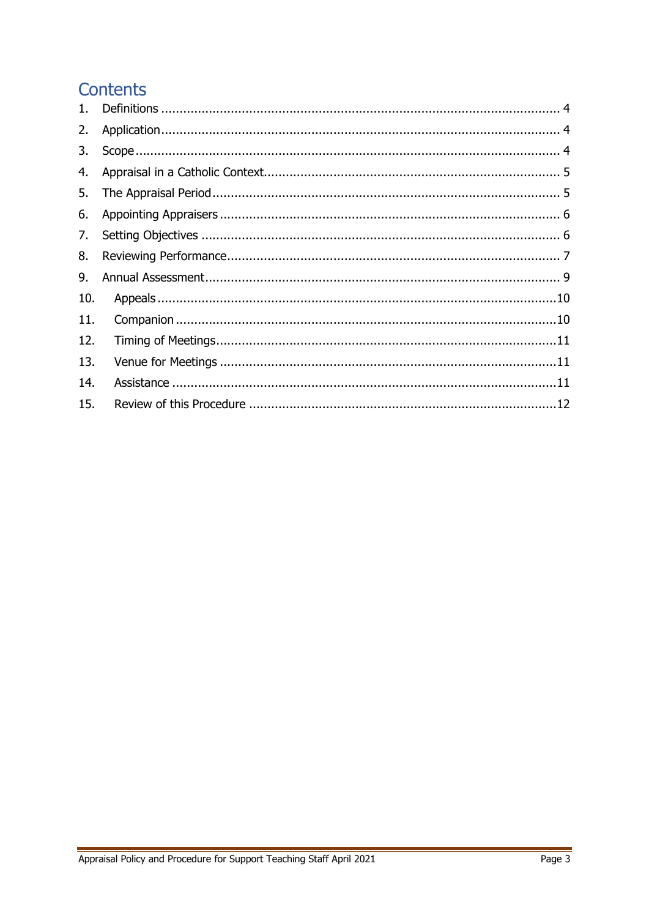# Contents

1. Definitions ............................................................................................................ 4
2. Application........................................................................................................... 4
3. Scope .................................................................................................................. 4
4. Appraisal in a Catholic Context................................................................................ 5
5. The Appraisal Period.............................................................................................. 5
6. Appointing Appraisers ........................................................................................... 6
7. Setting Objectives ................................................................................................. 6
8. Reviewing Performance.......................................................................................... 7
9. Annual Assessment................................................................................................ 9
10. Appeals ...........................................................................................................10
11. Companion ......................................................................................................10
12. Timing of Meetings............................................................................................11
13. Venue for Meetings ...........................................................................................11
14. Assistance .......................................................................................................11
15. Review of this Procedure ...................................................................................12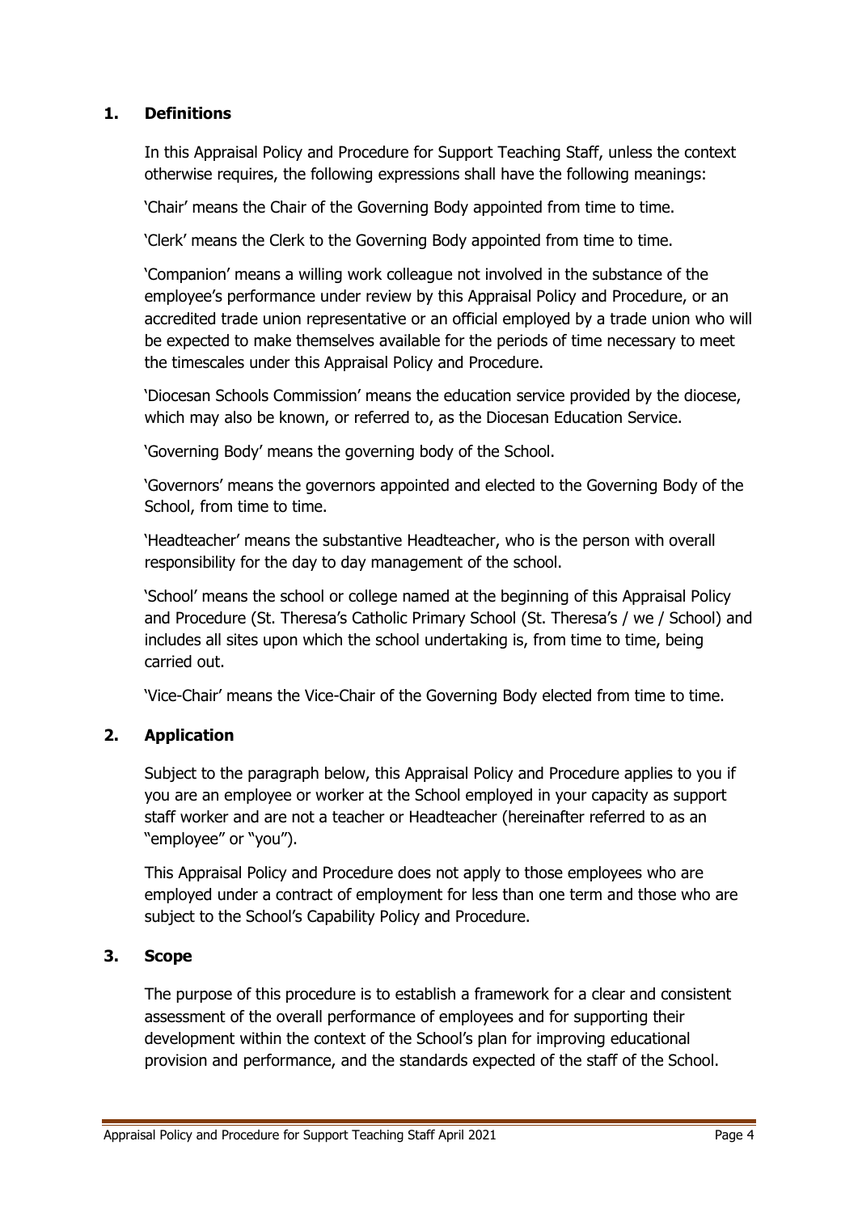## 1. Definitions

In this Appraisal Policy and Procedure for Support Teaching Staff, unless the context otherwise requires, the following expressions shall have the following meanings:

'Chair' means the Chair of the Governing Body appointed from time to time.

'Clerk' means the Clerk to the Governing Body appointed from time to time.

'Companion' means a willing work colleague not involved in the substance of the employee's performance under review by this Appraisal Policy and Procedure, or an accredited trade union representative or an official employed by a trade union who will be expected to make themselves available for the periods of time necessary to meet the timescales under this Appraisal Policy and Procedure.

'Diocesan Schools Commission' means the education service provided by the diocese, which may also be known, or referred to, as the Diocesan Education Service.

'Governing Body' means the governing body of the School.

'Governors' means the governors appointed and elected to the Governing Body of the School, from time to time.

'Headteacher' means the substantive Headteacher, who is the person with overall responsibility for the day to day management of the school.

'School' means the school or college named at the beginning of this Appraisal Policy and Procedure (St. Theresa's Catholic Primary School (St. Theresa's / we / School) and includes all sites upon which the school undertaking is, from time to time, being carried out.

'Vice-Chair' means the Vice-Chair of the Governing Body elected from time to time.

## 2. Application

Subject to the paragraph below, this Appraisal Policy and Procedure applies to you if you are an employee or worker at the School employed in your capacity as support staff worker and are not a teacher or Headteacher (hereinafter referred to as an "employee" or "you").

This Appraisal Policy and Procedure does not apply to those employees who are employed under a contract of employment for less than one term and those who are subject to the School's Capability Policy and Procedure.

## 3. Scope

The purpose of this procedure is to establish a framework for a clear and consistent assessment of the overall performance of employees and for supporting their development within the context of the School's plan for improving educational provision and performance, and the standards expected of the staff of the School.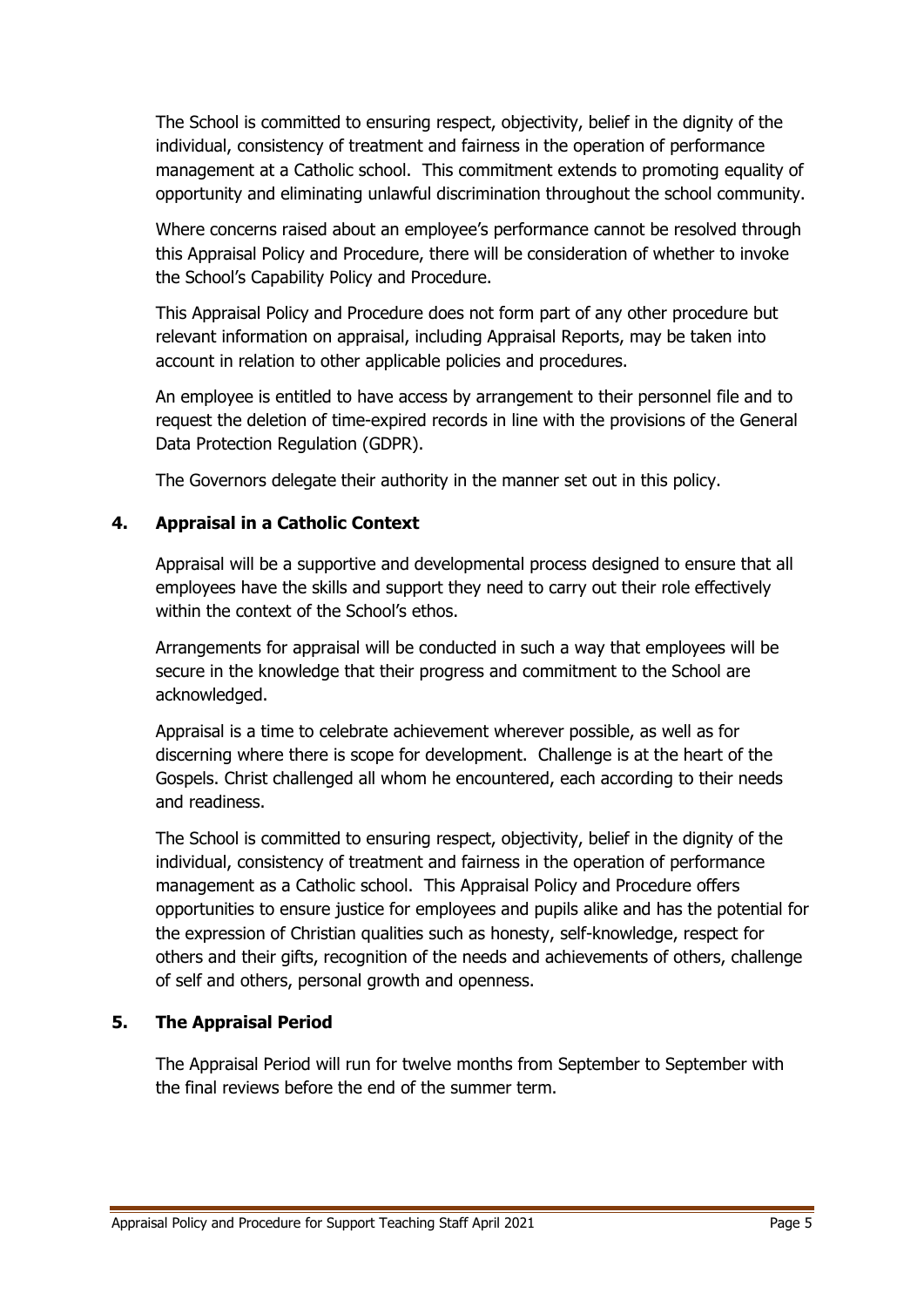The School is committed to ensuring respect, objectivity, belief in the dignity of the individual, consistency of treatment and fairness in the operation of performance management at a Catholic school. This commitment extends to promoting equality of opportunity and eliminating unlawful discrimination throughout the school community.

Where concerns raised about an employee's performance cannot be resolved through this Appraisal Policy and Procedure, there will be consideration of whether to invoke the School's Capability Policy and Procedure.

This Appraisal Policy and Procedure does not form part of any other procedure but relevant information on appraisal, including Appraisal Reports, may be taken into account in relation to other applicable policies and procedures.

An employee is entitled to have access by arrangement to their personnel file and to request the deletion of time-expired records in line with the provisions of the General Data Protection Regulation (GDPR).

The Governors delegate their authority in the manner set out in this policy.

## 4. Appraisal in a Catholic Context

Appraisal will be a supportive and developmental process designed to ensure that all employees have the skills and support they need to carry out their role effectively within the context of the School's ethos.

Arrangements for appraisal will be conducted in such a way that employees will be secure in the knowledge that their progress and commitment to the School are acknowledged.

Appraisal is a time to celebrate achievement wherever possible, as well as for discerning where there is scope for development. Challenge is at the heart of the Gospels. Christ challenged all whom he encountered, each according to their needs and readiness.

The School is committed to ensuring respect, objectivity, belief in the dignity of the individual, consistency of treatment and fairness in the operation of performance management as a Catholic school. This Appraisal Policy and Procedure offers opportunities to ensure justice for employees and pupils alike and has the potential for the expression of Christian qualities such as honesty, self-knowledge, respect for others and their gifts, recognition of the needs and achievements of others, challenge of self and others, personal growth and openness.

## 5. The Appraisal Period

The Appraisal Period will run for twelve months from September to September with the final reviews before the end of the summer term.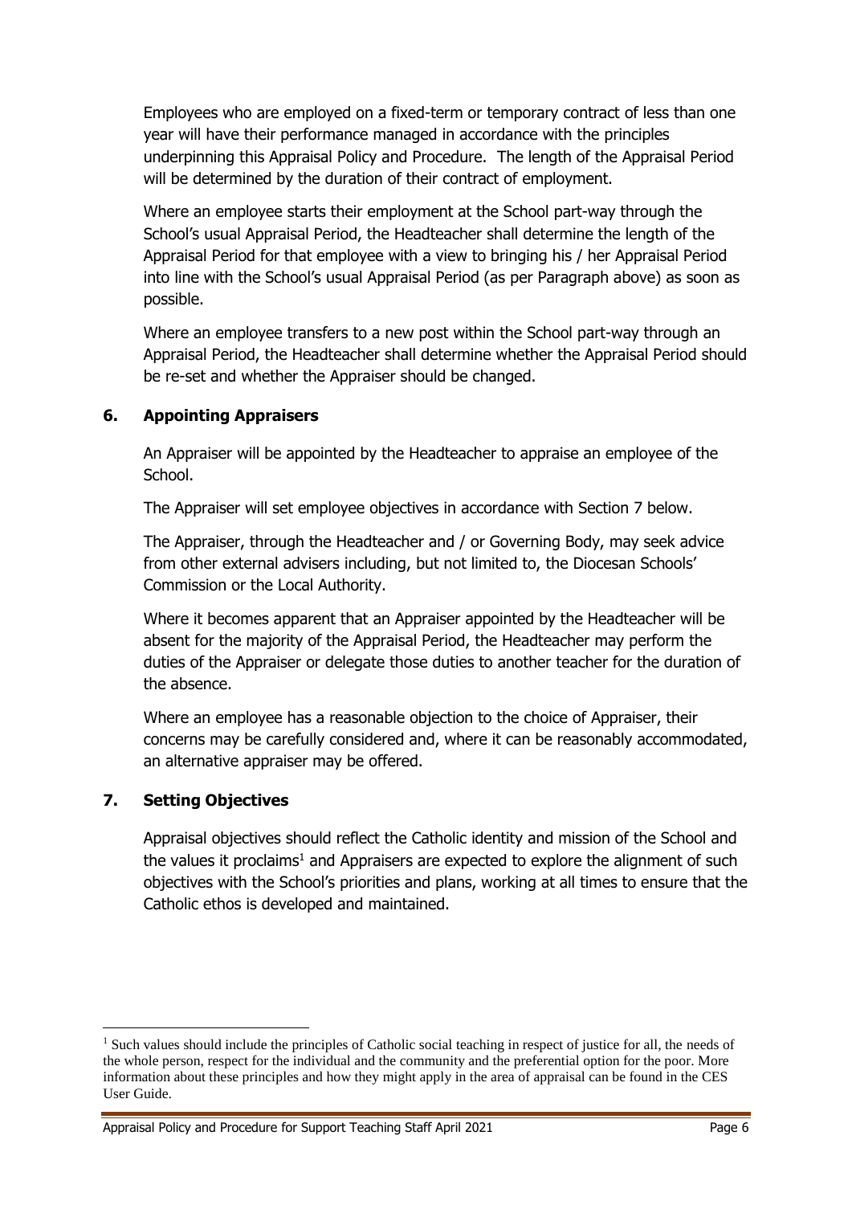Employees who are employed on a fixed-term or temporary contract of less than one year will have their performance managed in accordance with the principles underpinning this Appraisal Policy and Procedure. The length of the Appraisal Period will be determined by the duration of their contract of employment.

Where an employee starts their employment at the School part-way through the School's usual Appraisal Period, the Headteacher shall determine the length of the Appraisal Period for that employee with a view to bringing his / her Appraisal Period into line with the School's usual Appraisal Period (as per Paragraph above) as soon as possible.

Where an employee transfers to a new post within the School part-way through an Appraisal Period, the Headteacher shall determine whether the Appraisal Period should be re-set and whether the Appraiser should be changed.

## 6. Appointing Appraisers

An Appraiser will be appointed by the Headteacher to appraise an employee of the School.

The Appraiser will set employee objectives in accordance with Section 7 below.

The Appraiser, through the Headteacher and / or Governing Body, may seek advice from other external advisers including, but not limited to, the Diocesan Schools' Commission or the Local Authority.

Where it becomes apparent that an Appraiser appointed by the Headteacher will be absent for the majority of the Appraisal Period, the Headteacher may perform the duties of the Appraiser or delegate those duties to another teacher for the duration of the absence.

Where an employee has a reasonable objection to the choice of Appraiser, their concerns may be carefully considered and, where it can be reasonably accommodated, an alternative appraiser may be offered.

## 7. Setting Objectives

Appraisal objectives should reflect the Catholic identity and mission of the School and the values it proclaims[1] and Appraisers are expected to explore the alignment of such objectives with the School's priorities and plans, working at all times to ensure that the Catholic ethos is developed and maintained.

---

[1] Such values should include the principles of Catholic social teaching in respect of justice for all, the needs of the whole person, respect for the individual and the community and the preferential option for the poor. More information about these principles and how they might apply in the area of appraisal can be found in the CES User Guide.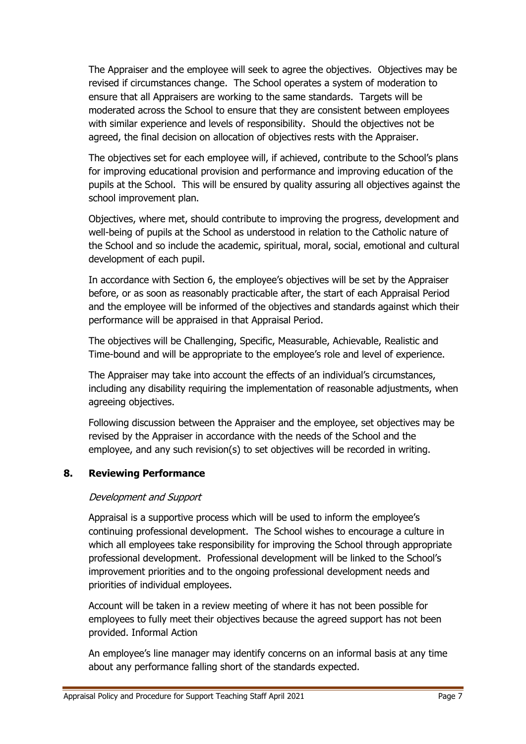The Appraiser and the employee will seek to agree the objectives. Objectives may be revised if circumstances change. The School operates a system of moderation to ensure that all Appraisers are working to the same standards. Targets will be moderated across the School to ensure that they are consistent between employees with similar experience and levels of responsibility. Should the objectives not be agreed, the final decision on allocation of objectives rests with the Appraiser.

The objectives set for each employee will, if achieved, contribute to the School's plans for improving educational provision and performance and improving education of the pupils at the School. This will be ensured by quality assuring all objectives against the school improvement plan.

Objectives, where met, should contribute to improving the progress, development and well-being of pupils at the School as understood in relation to the Catholic nature of the School and so include the academic, spiritual, moral, social, emotional and cultural development of each pupil.

In accordance with Section 6, the employee's objectives will be set by the Appraiser before, or as soon as reasonably practicable after, the start of each Appraisal Period and the employee will be informed of the objectives and standards against which their performance will be appraised in that Appraisal Period.

The objectives will be Challenging, Specific, Measurable, Achievable, Realistic and Time-bound and will be appropriate to the employee's role and level of experience.

The Appraiser may take into account the effects of an individual's circumstances, including any disability requiring the implementation of reasonable adjustments, when agreeing objectives.

Following discussion between the Appraiser and the employee, set objectives may be revised by the Appraiser in accordance with the needs of the School and the employee, and any such revision(s) to set objectives will be recorded in writing.

## 8. Reviewing Performance

*Development and Support*

Appraisal is a supportive process which will be used to inform the employee's continuing professional development. The School wishes to encourage a culture in which all employees take responsibility for improving the School through appropriate professional development. Professional development will be linked to the School's improvement priorities and to the ongoing professional development needs and priorities of individual employees.

Account will be taken in a review meeting of where it has not been possible for employees to fully meet their objectives because the agreed support has not been provided. Informal Action

An employee's line manager may identify concerns on an informal basis at any time about any performance falling short of the standards expected.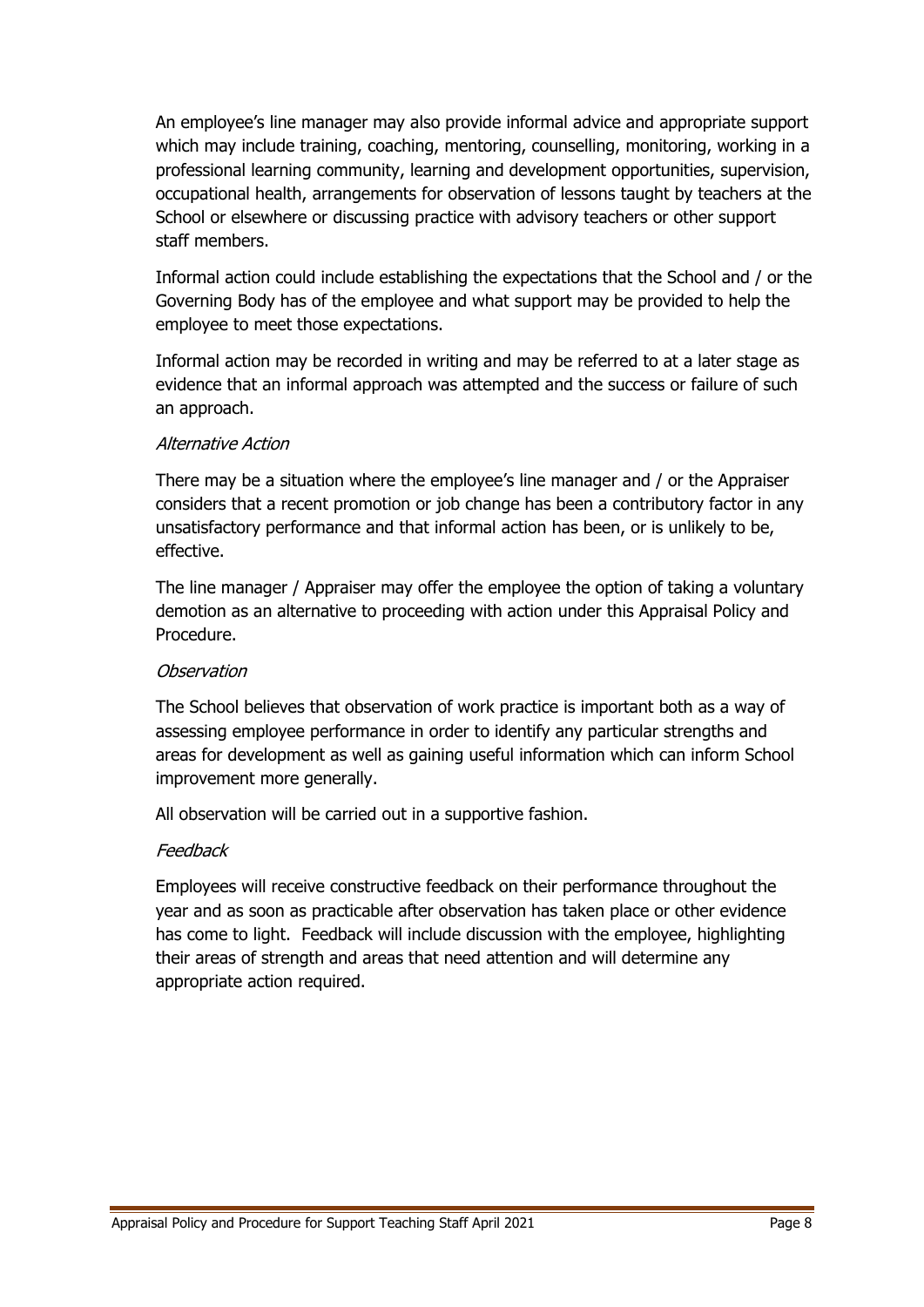An employee's line manager may also provide informal advice and appropriate support which may include training, coaching, mentoring, counselling, monitoring, working in a professional learning community, learning and development opportunities, supervision, occupational health, arrangements for observation of lessons taught by teachers at the School or elsewhere or discussing practice with advisory teachers or other support staff members.

Informal action could include establishing the expectations that the School and / or the Governing Body has of the employee and what support may be provided to help the employee to meet those expectations.

Informal action may be recorded in writing and may be referred to at a later stage as evidence that an informal approach was attempted and the success or failure of such an approach.

*Alternative Action*

There may be a situation where the employee's line manager and / or the Appraiser considers that a recent promotion or job change has been a contributory factor in any unsatisfactory performance and that informal action has been, or is unlikely to be, effective.

The line manager / Appraiser may offer the employee the option of taking a voluntary demotion as an alternative to proceeding with action under this Appraisal Policy and Procedure.

*Observation*

The School believes that observation of work practice is important both as a way of assessing employee performance in order to identify any particular strengths and areas for development as well as gaining useful information which can inform School improvement more generally.

All observation will be carried out in a supportive fashion.

*Feedback*

Employees will receive constructive feedback on their performance throughout the year and as soon as practicable after observation has taken place or other evidence has come to light. Feedback will include discussion with the employee, highlighting their areas of strength and areas that need attention and will determine any appropriate action required.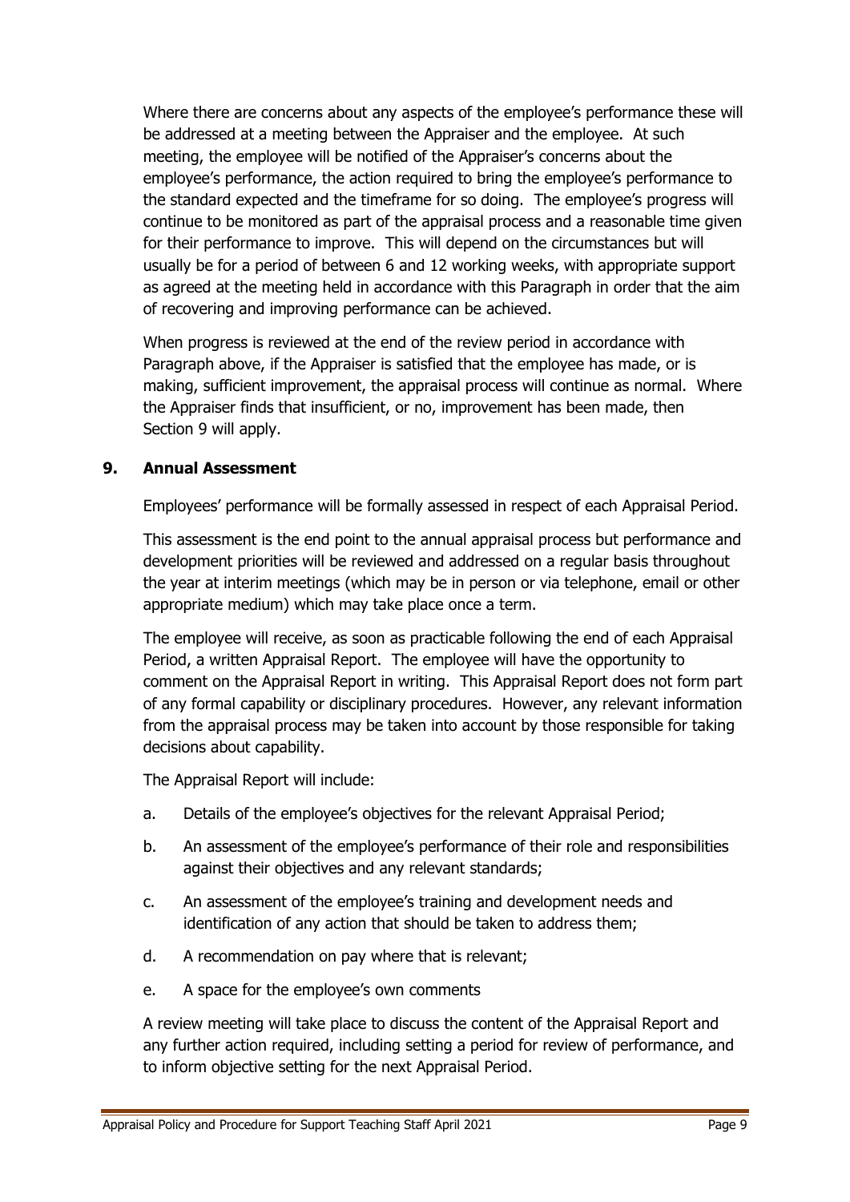Where there are concerns about any aspects of the employee's performance these will be addressed at a meeting between the Appraiser and the employee. At such meeting, the employee will be notified of the Appraiser's concerns about the employee's performance, the action required to bring the employee's performance to the standard expected and the timeframe for so doing. The employee's progress will continue to be monitored as part of the appraisal process and a reasonable time given for their performance to improve. This will depend on the circumstances but will usually be for a period of between 6 and 12 working weeks, with appropriate support as agreed at the meeting held in accordance with this Paragraph in order that the aim of recovering and improving performance can be achieved.

When progress is reviewed at the end of the review period in accordance with Paragraph above, if the Appraiser is satisfied that the employee has made, or is making, sufficient improvement, the appraisal process will continue as normal. Where the Appraiser finds that insufficient, or no, improvement has been made, then Section 9 will apply.

## 9. Annual Assessment

Employees' performance will be formally assessed in respect of each Appraisal Period.

This assessment is the end point to the annual appraisal process but performance and development priorities will be reviewed and addressed on a regular basis throughout the year at interim meetings (which may be in person or via telephone, email or other appropriate medium) which may take place once a term.

The employee will receive, as soon as practicable following the end of each Appraisal Period, a written Appraisal Report. The employee will have the opportunity to comment on the Appraisal Report in writing. This Appraisal Report does not form part of any formal capability or disciplinary procedures. However, any relevant information from the appraisal process may be taken into account by those responsible for taking decisions about capability.

The Appraisal Report will include:

a. Details of the employee's objectives for the relevant Appraisal Period;

b. An assessment of the employee's performance of their role and responsibilities against their objectives and any relevant standards;

c. An assessment of the employee's training and development needs and identification of any action that should be taken to address them;

d. A recommendation on pay where that is relevant;

e. A space for the employee's own comments

A review meeting will take place to discuss the content of the Appraisal Report and any further action required, including setting a period for review of performance, and to inform objective setting for the next Appraisal Period.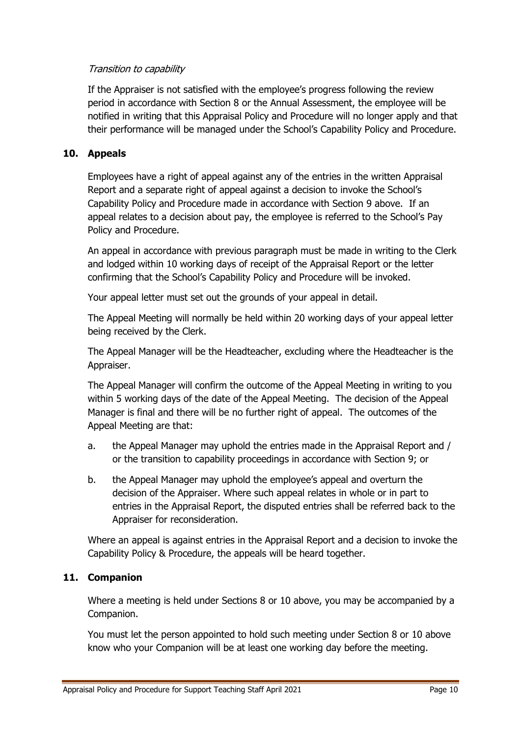*Transition to capability*

If the Appraiser is not satisfied with the employee's progress following the review period in accordance with Section 8 or the Annual Assessment, the employee will be notified in writing that this Appraisal Policy and Procedure will no longer apply and that their performance will be managed under the School's Capability Policy and Procedure.

## 10. Appeals

Employees have a right of appeal against any of the entries in the written Appraisal Report and a separate right of appeal against a decision to invoke the School's Capability Policy and Procedure made in accordance with Section 9 above. If an appeal relates to a decision about pay, the employee is referred to the School's Pay Policy and Procedure.

An appeal in accordance with previous paragraph must be made in writing to the Clerk and lodged within 10 working days of receipt of the Appraisal Report or the letter confirming that the School's Capability Policy and Procedure will be invoked.

Your appeal letter must set out the grounds of your appeal in detail.

The Appeal Meeting will normally be held within 20 working days of your appeal letter being received by the Clerk.

The Appeal Manager will be the Headteacher, excluding where the Headteacher is the Appraiser.

The Appeal Manager will confirm the outcome of the Appeal Meeting in writing to you within 5 working days of the date of the Appeal Meeting. The decision of the Appeal Manager is final and there will be no further right of appeal. The outcomes of the Appeal Meeting are that:

a. the Appeal Manager may uphold the entries made in the Appraisal Report and / or the transition to capability proceedings in accordance with Section 9; or

b. the Appeal Manager may uphold the employee's appeal and overturn the decision of the Appraiser. Where such appeal relates in whole or in part to entries in the Appraisal Report, the disputed entries shall be referred back to the Appraiser for reconsideration.

Where an appeal is against entries in the Appraisal Report and a decision to invoke the Capability Policy & Procedure, the appeals will be heard together.

## 11. Companion

Where a meeting is held under Sections 8 or 10 above, you may be accompanied by a Companion.

You must let the person appointed to hold such meeting under Section 8 or 10 above know who your Companion will be at least one working day before the meeting.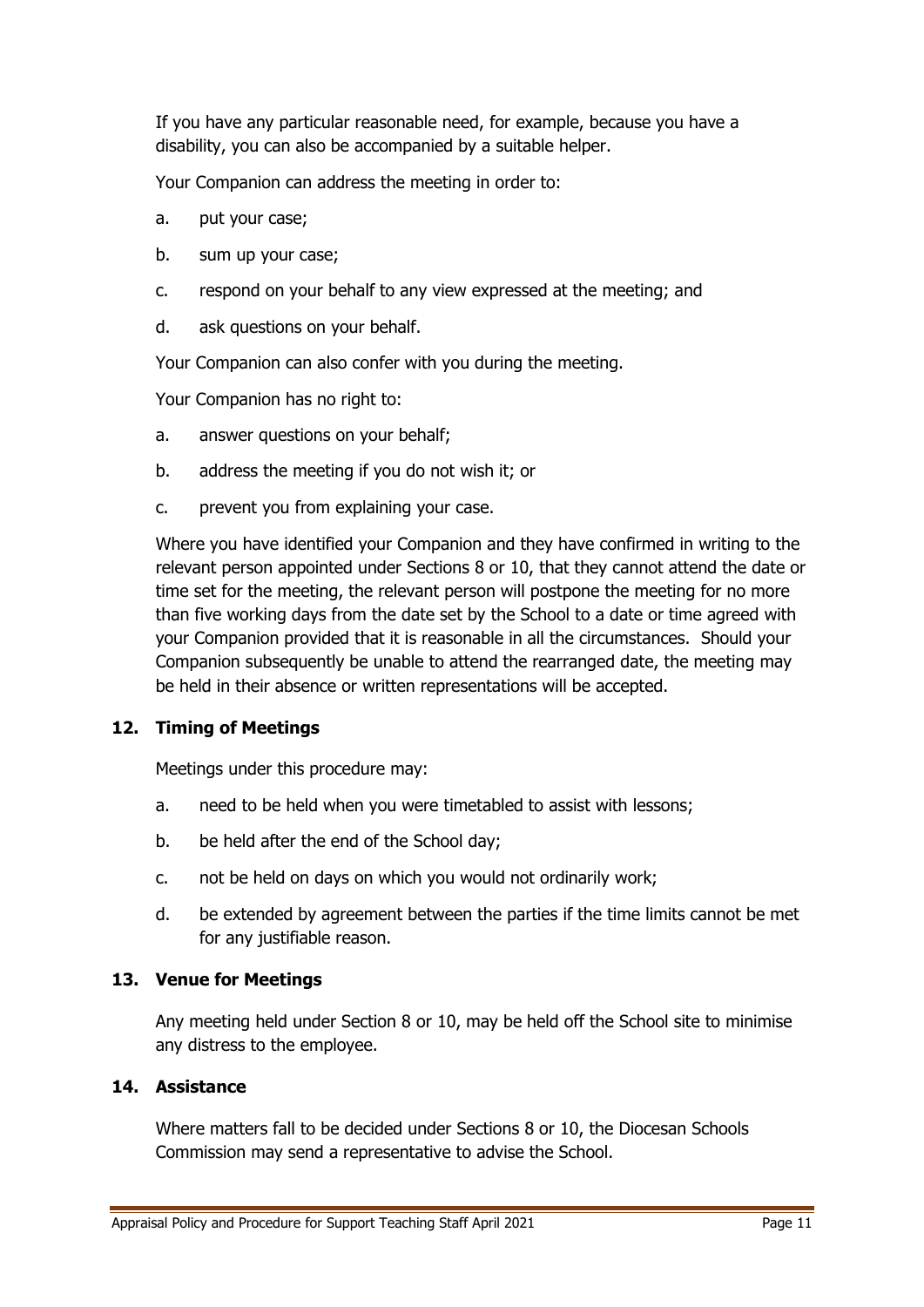If you have any particular reasonable need, for example, because you have a disability, you can also be accompanied by a suitable helper.

Your Companion can address the meeting in order to:

a. put your case;

b. sum up your case;

c. respond on your behalf to any view expressed at the meeting; and

d. ask questions on your behalf.

Your Companion can also confer with you during the meeting.

Your Companion has no right to:

a. answer questions on your behalf;

b. address the meeting if you do not wish it; or

c. prevent you from explaining your case.

Where you have identified your Companion and they have confirmed in writing to the relevant person appointed under Sections 8 or 10, that they cannot attend the date or time set for the meeting, the relevant person will postpone the meeting for no more than five working days from the date set by the School to a date or time agreed with your Companion provided that it is reasonable in all the circumstances. Should your Companion subsequently be unable to attend the rearranged date, the meeting may be held in their absence or written representations will be accepted.

## 12. Timing of Meetings

Meetings under this procedure may:

a. need to be held when you were timetabled to assist with lessons;

b. be held after the end of the School day;

c. not be held on days on which you would not ordinarily work;

d. be extended by agreement between the parties if the time limits cannot be met for any justifiable reason.

## 13. Venue for Meetings

Any meeting held under Section 8 or 10, may be held off the School site to minimise any distress to the employee.

## 14. Assistance

Where matters fall to be decided under Sections 8 or 10, the Diocesan Schools Commission may send a representative to advise the School.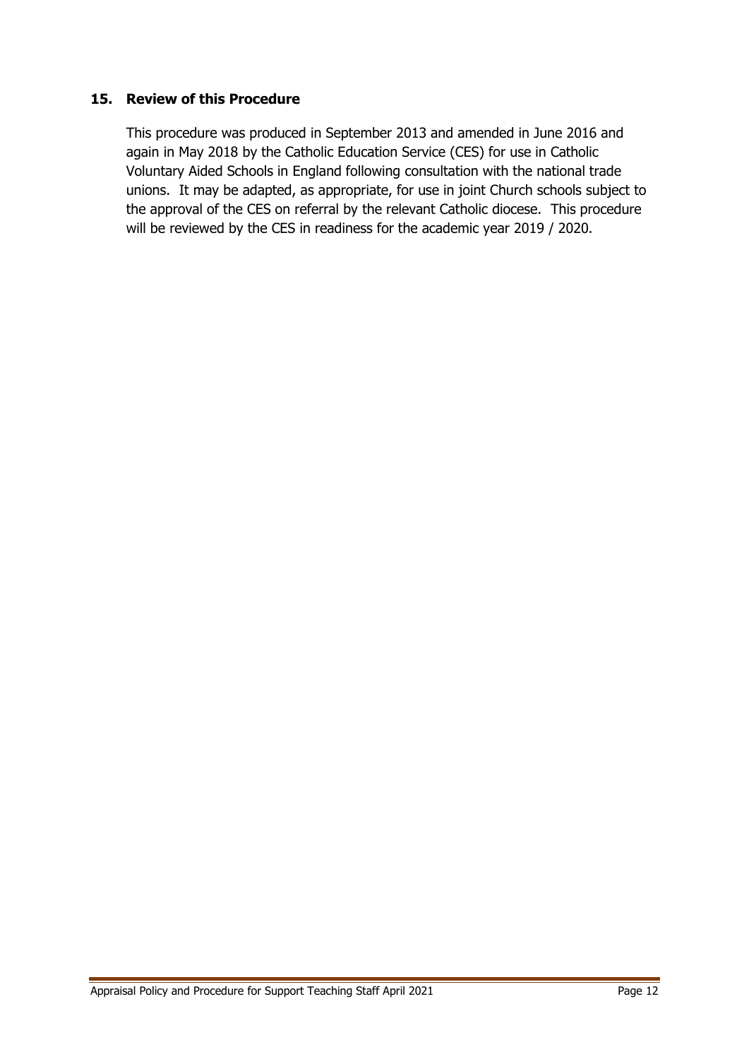## 15. Review of this Procedure

This procedure was produced in September 2013 and amended in June 2016 and again in May 2018 by the Catholic Education Service (CES) for use in Catholic Voluntary Aided Schools in England following consultation with the national trade unions. It may be adapted, as appropriate, for use in joint Church schools subject to the approval of the CES on referral by the relevant Catholic diocese. This procedure will be reviewed by the CES in readiness for the academic year 2019 / 2020.